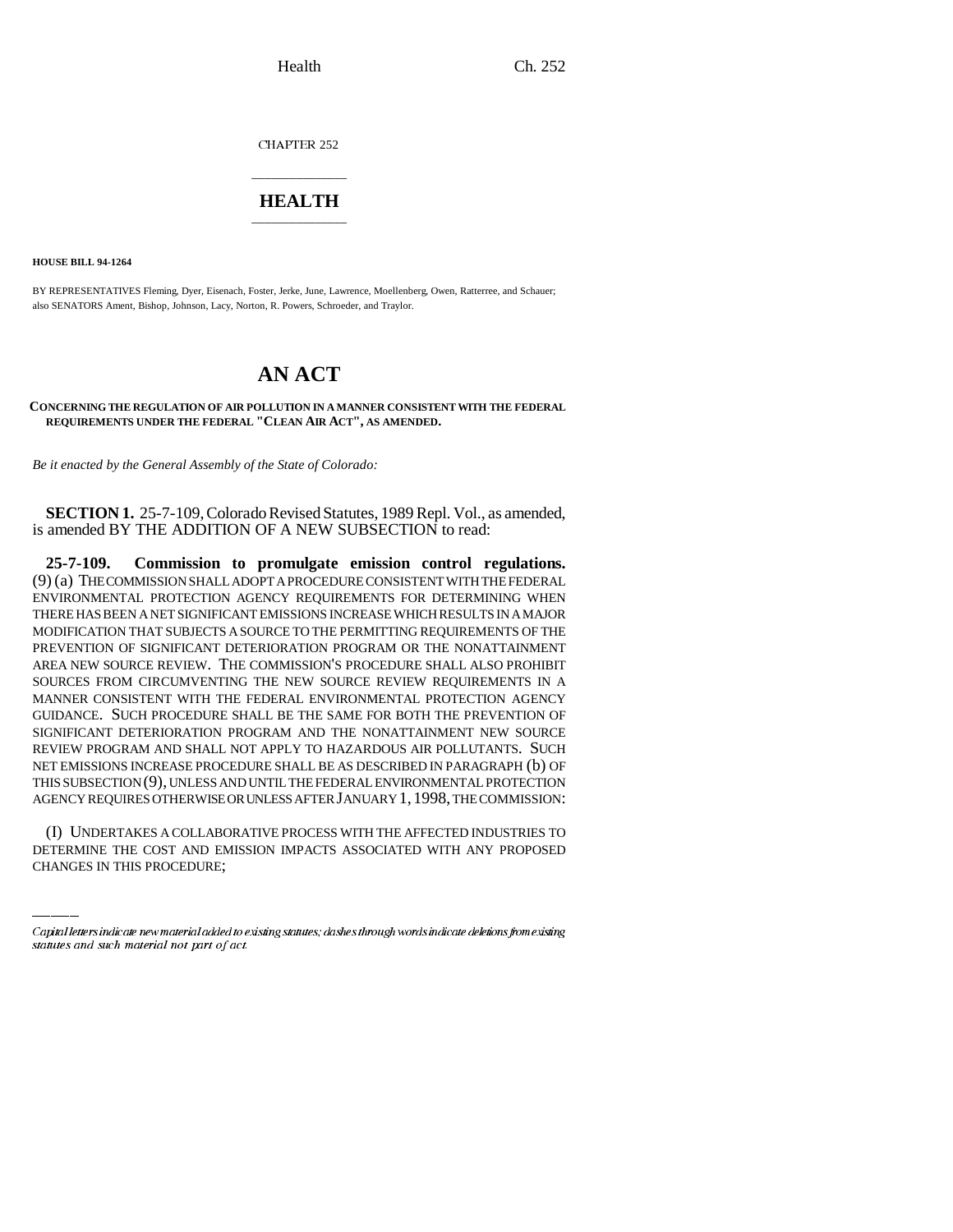CHAPTER 252

# HEALTH

**HOUSE BILL 94-1264**

BY REPRESENTATIVES Fleming, Dyer, Eisenach, Foster, Jerke, June, Lawrence, Moellenberg, Owen, Ratterree, and Schauer; also SENATORS Ament, Bishop, Johnson, Lacy, Norton, R. Powers, Schroeder, and Traylor.

# AN ACT

**CONCERNING THE REGULATION OF AIR POLLUTION IN A MANNER CONSISTENT WITH THE FEDERAL REQUIREMENTS UNDER THE FEDERAL "CLEAN AIR ACT", AS AMENDED.**

*Be it enacted by the General Assembly of the State of Colorado:*

**SECTION 1.** 25-7-109, Colorado Revised Statutes, 1989 Repl. Vol., as amended, is amended BY THE ADDITION OF A NEW SUBSECTION to read:

**25-7-109. Commission to promulgate emission control regulations.** (9) (a) THE COMMISSION SHALL ADOPT A PROCEDURE CONSISTENT WITH THE FEDERAL ENVIRONMENTAL PROTECTION AGENCY REQUIREMENTS FOR DETERMINING WHEN THERE HAS BEEN A NET SIGNIFICANT EMISSIONS INCREASE WHICH RESULTS IN A MAJOR MODIFICATION THAT SUBJECTS A SOURCE TO THE PERMITTING REQUIREMENTS OF THE PREVENTION OF SIGNIFICANT DETERIORATION PROGRAM OR THE NONATTAINMENT AREA NEW SOURCE REVIEW. THE COMMISSION'S PROCEDURE SHALL ALSO PROHIBIT SOURCES FROM CIRCUMVENTING THE NEW SOURCE REVIEW REQUIREMENTS IN A MANNER CONSISTENT WITH THE FEDERAL ENVIRONMENTAL PROTECTION AGENCY GUIDANCE. SUCH PROCEDURE SHALL BE THE SAME FOR BOTH THE PREVENTION OF SIGNIFICANT DETERIORATION PROGRAM AND THE NONATTAINMENT NEW SOURCE REVIEW PROGRAM AND SHALL NOT APPLY TO HAZARDOUS AIR POLLUTANTS. SUCH NET EMISSIONS INCREASE PROCEDURE SHALL BE AS DESCRIBED IN PARAGRAPH (b) OF THIS SUBSECTION (9), UNLESS AND UNTIL THE FEDERAL ENVIRONMENTAL PROTECTION AGENCY REQUIRES OTHERWISE OR UNLESS AFTER JANUARY 1, 1998, THE COMMISSION:

(I) UNDERTAKES A COLLABORATIVE PROCESS WITH THE AFFECTED INDUSTRIES TO DETERMINE THE COST AND EMISSION IMPACTS ASSOCIATED WITH ANY PROPOSED CHANGES IN THIS PROCEDURE;

*Capital letters indicate new material added to existing statutes; dashes through words indicate deletions from existing statutes and such material not part of act.*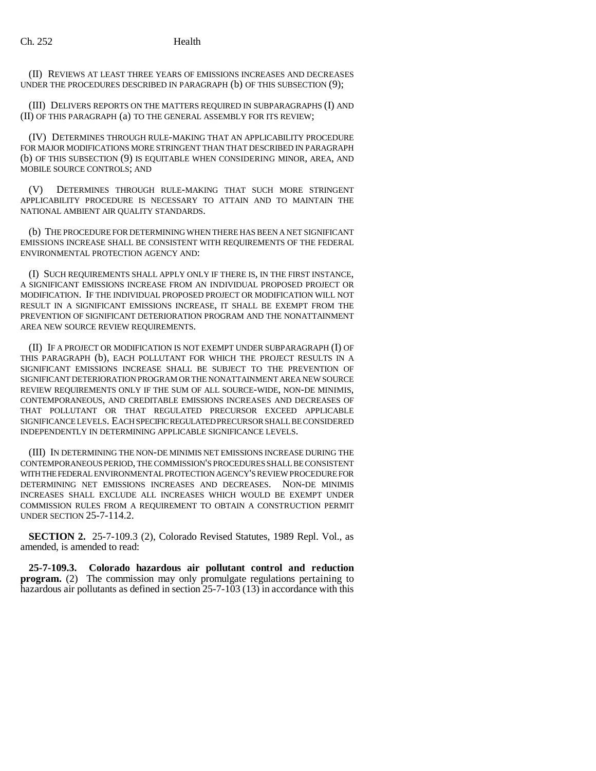(II) REVIEWS AT LEAST THREE YEARS OF EMISSIONS INCREASES AND DECREASES UNDER THE PROCEDURES DESCRIBED IN PARAGRAPH (b) OF THIS SUBSECTION (9);

(III) DELIVERS REPORTS ON THE MATTERS REQUIRED IN SUBPARAGRAPHS (I) AND (II) OF THIS PARAGRAPH (a) TO THE GENERAL ASSEMBLY FOR ITS REVIEW;

(IV) DETERMINES THROUGH RULE-MAKING THAT AN APPLICABILITY PROCEDURE FOR MAJOR MODIFICATIONS MORE STRINGENT THAN THAT DESCRIBED IN PARAGRAPH (b) OF THIS SUBSECTION (9) IS EQUITABLE WHEN CONSIDERING MINOR, AREA, AND MOBILE SOURCE CONTROLS; AND

(V) DETERMINES THROUGH RULE-MAKING THAT SUCH MORE STRINGENT APPLICABILITY PROCEDURE IS NECESSARY TO ATTAIN AND TO MAINTAIN THE NATIONAL AMBIENT AIR QUALITY STANDARDS.

(b) THE PROCEDURE FOR DETERMINING WHEN THERE HAS BEEN A NET SIGNIFICANT EMISSIONS INCREASE SHALL BE CONSISTENT WITH REQUIREMENTS OF THE FEDERAL ENVIRONMENTAL PROTECTION AGENCY AND:

(I) SUCH REQUIREMENTS SHALL APPLY ONLY IF THERE IS, IN THE FIRST INSTANCE, A SIGNIFICANT EMISSIONS INCREASE FROM AN INDIVIDUAL PROPOSED PROJECT OR MODIFICATION. IF THE INDIVIDUAL PROPOSED PROJECT OR MODIFICATION WILL NOT RESULT IN A SIGNIFICANT EMISSIONS INCREASE, IT SHALL BE EXEMPT FROM THE PREVENTION OF SIGNIFICANT DETERIORATION PROGRAM AND THE NONATTAINMENT AREA NEW SOURCE REVIEW REQUIREMENTS.

(II) IF A PROJECT OR MODIFICATION IS NOT EXEMPT UNDER SUBPARAGRAPH (I) OF THIS PARAGRAPH (b), EACH POLLUTANT FOR WHICH THE PROJECT RESULTS IN A SIGNIFICANT EMISSIONS INCREASE SHALL BE SUBJECT TO THE PREVENTION OF SIGNIFICANT DETERIORATION PROGRAM OR THE NONATTAINMENT AREA NEW SOURCE REVIEW REQUIREMENTS ONLY IF THE SUM OF ALL SOURCE-WIDE, NON-DE MINIMIS, CONTEMPORANEOUS, AND CREDITABLE EMISSIONS INCREASES AND DECREASES OF THAT POLLUTANT OR THAT REGULATED PRECURSOR EXCEED APPLICABLE SIGNIFICANCE LEVELS. EACH SPECIFIC REGULATED PRECURSOR SHALL BE CONSIDERED INDEPENDENTLY IN DETERMINING APPLICABLE SIGNIFICANCE LEVELS.

(III) IN DETERMINING THE NON-DE MINIMIS NET EMISSIONS INCREASE DURING THE CONTEMPORANEOUS PERIOD, THE COMMISSION'S PROCEDURES SHALL BE CONSISTENT WITH THE FEDERAL ENVIRONMENTAL PROTECTION AGENCY'S REVIEW PROCEDURE FOR DETERMINING NET EMISSIONS INCREASES AND DECREASES. NON-DE MINIMIS INCREASES SHALL EXCLUDE ALL INCREASES WHICH WOULD BE EXEMPT UNDER COMMISSION RULES FROM A REQUIREMENT TO OBTAIN A CONSTRUCTION PERMIT UNDER SECTION 25-7-114.2.

**SECTION 2.** 25-7-109.3 (2), Colorado Revised Statutes, 1989 Repl. Vol., as amended, is amended to read:

**25-7-109.3. Colorado hazardous air pollutant control and reduction program.** (2) The commission may only promulgate regulations pertaining to hazardous air pollutants as defined in section 25-7-103 (13) in accordance with this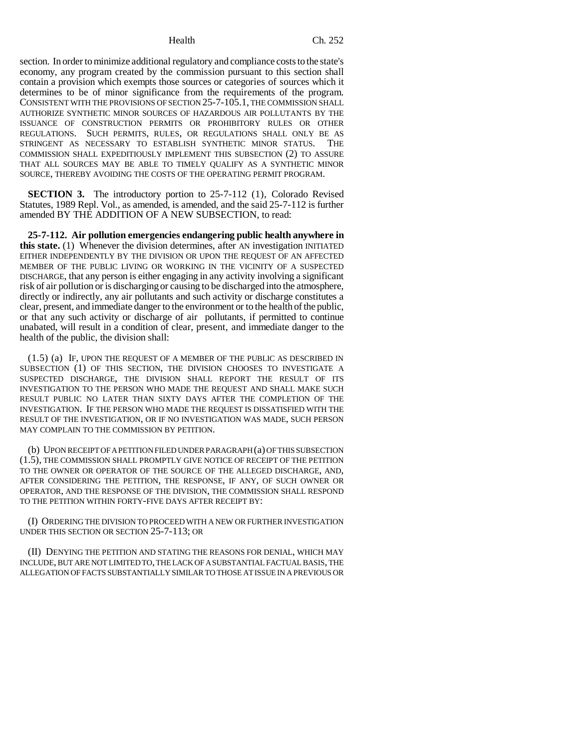section. In order to minimize additional regulatory and compliance costs to the state's economy, any program created by the commission pursuant to this section shall contain a provision which exempts those sources or categories of sources which it determines to be of minor significance from the requirements of the program. CONSISTENT WITH THE PROVISIONS OF SECTION 25-7-105.1, THE COMMISSION SHALL AUTHORIZE SYNTHETIC MINOR SOURCES OF HAZARDOUS AIR POLLUTANTS BY THE ISSUANCE OF CONSTRUCTION PERMITS OR PROHIBITORY RULES OR OTHER REGULATIONS. SUCH PERMITS, RULES, OR REGULATIONS SHALL ONLY BE AS STRINGENT AS NECESSARY TO ESTABLISH SYNTHETIC MINOR STATUS. THE COMMISSION SHALL EXPEDITIOUSLY IMPLEMENT THIS SUBSECTION (2) TO ASSURE THAT ALL SOURCES MAY BE ABLE TO TIMELY QUALIFY AS A SYNTHETIC MINOR SOURCE, THEREBY AVOIDING THE COSTS OF THE OPERATING PERMIT PROGRAM.

**SECTION 3.** The introductory portion to 25-7-112 (1), Colorado Revised Statutes, 1989 Repl. Vol., as amended, is amended, and the said 25-7-112 is further amended BY THE ADDITION OF A NEW SUBSECTION, to read:

**25-7-112. Air pollution emergencies endangering public health anywhere in this state.** (1) Whenever the division determines, after AN investigation INITIATED EITHER INDEPENDENTLY BY THE DIVISION OR UPON THE REQUEST OF AN AFFECTED MEMBER OF THE PUBLIC LIVING OR WORKING IN THE VICINITY OF A SUSPECTED DISCHARGE, that any person is either engaging in any activity involving a significant risk of air pollution or is discharging or causing to be discharged into the atmosphere, directly or indirectly, any air pollutants and such activity or discharge constitutes a clear, present, and immediate danger to the environment or to the health of the public, or that any such activity or discharge of air pollutants, if permitted to continue unabated, will result in a condition of clear, present, and immediate danger to the health of the public, the division shall:

(1.5) (a) IF, UPON THE REQUEST OF A MEMBER OF THE PUBLIC AS DESCRIBED IN SUBSECTION (1) OF THIS SECTION, THE DIVISION CHOOSES TO INVESTIGATE A SUSPECTED DISCHARGE, THE DIVISION SHALL REPORT THE RESULT OF ITS INVESTIGATION TO THE PERSON WHO MADE THE REQUEST AND SHALL MAKE SUCH RESULT PUBLIC NO LATER THAN SIXTY DAYS AFTER THE COMPLETION OF THE INVESTIGATION. IF THE PERSON WHO MADE THE REQUEST IS DISSATISFIED WITH THE RESULT OF THE INVESTIGATION, OR IF NO INVESTIGATION WAS MADE, SUCH PERSON MAY COMPLAIN TO THE COMMISSION BY PETITION.

(b) UPON RECEIPT OF A PETITION FILED UNDER PARAGRAPH (a) OF THIS SUBSECTION (1.5), THE COMMISSION SHALL PROMPTLY GIVE NOTICE OF RECEIPT OF THE PETITION TO THE OWNER OR OPERATOR OF THE SOURCE OF THE ALLEGED DISCHARGE, AND, AFTER CONSIDERING THE PETITION, THE RESPONSE, IF ANY, OF SUCH OWNER OR OPERATOR, AND THE RESPONSE OF THE DIVISION, THE COMMISSION SHALL RESPOND TO THE PETITION WITHIN FORTY-FIVE DAYS AFTER RECEIPT BY:

(I) ORDERING THE DIVISION TO PROCEED WITH A NEW OR FURTHER INVESTIGATION UNDER THIS SECTION OR SECTION 25-7-113; OR

(II) DENYING THE PETITION AND STATING THE REASONS FOR DENIAL, WHICH MAY INCLUDE, BUT ARE NOT LIMITED TO, THE LACK OF A SUBSTANTIAL FACTUAL BASIS, THE ALLEGATION OF FACTS SUBSTANTIALLY SIMILAR TO THOSE AT ISSUE IN A PREVIOUS OR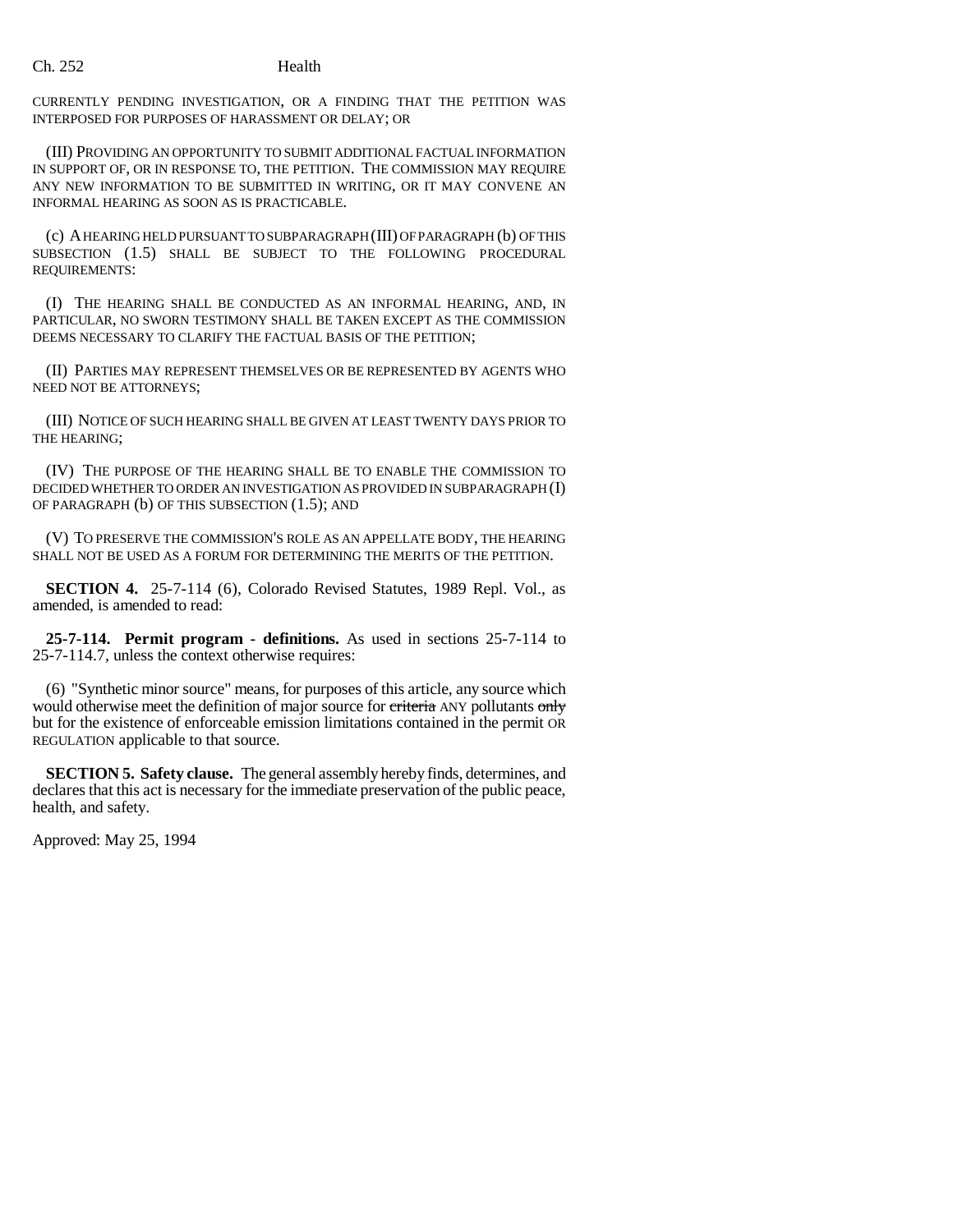CURRENTLY PENDING INVESTIGATION, OR A FINDING THAT THE PETITION WAS INTERPOSED FOR PURPOSES OF HARASSMENT OR DELAY; OR

(III) PROVIDING AN OPPORTUNITY TO SUBMIT ADDITIONAL FACTUAL INFORMATION IN SUPPORT OF, OR IN RESPONSE TO, THE PETITION. THE COMMISSION MAY REQUIRE ANY NEW INFORMATION TO BE SUBMITTED IN WRITING, OR IT MAY CONVENE AN INFORMAL HEARING AS SOON AS IS PRACTICABLE.

(c) A HEARING HELD PURSUANT TO SUBPARAGRAPH (III) OF PARAGRAPH (b) OF THIS SUBSECTION (1.5) SHALL BE SUBJECT TO THE FOLLOWING PROCEDURAL REQUIREMENTS:

(I) THE HEARING SHALL BE CONDUCTED AS AN INFORMAL HEARING, AND, IN PARTICULAR, NO SWORN TESTIMONY SHALL BE TAKEN EXCEPT AS THE COMMISSION DEEMS NECESSARY TO CLARIFY THE FACTUAL BASIS OF THE PETITION;

(II) PARTIES MAY REPRESENT THEMSELVES OR BE REPRESENTED BY AGENTS WHO NEED NOT BE ATTORNEYS;

(III) NOTICE OF SUCH HEARING SHALL BE GIVEN AT LEAST TWENTY DAYS PRIOR TO THE HEARING;

(IV) THE PURPOSE OF THE HEARING SHALL BE TO ENABLE THE COMMISSION TO DECIDED WHETHER TO ORDER AN INVESTIGATION AS PROVIDED IN SUBPARAGRAPH (I) OF PARAGRAPH (b) OF THIS SUBSECTION (1.5); AND

(V) TO PRESERVE THE COMMISSION'S ROLE AS AN APPELLATE BODY, THE HEARING SHALL NOT BE USED AS A FORUM FOR DETERMINING THE MERITS OF THE PETITION.

**SECTION 4.** 25-7-114 (6), Colorado Revised Statutes, 1989 Repl. Vol., as amended, is amended to read:

**25-7-114. Permit program - definitions.** As used in sections 25-7-114 to 25-7-114.7, unless the context otherwise requires:

(6) "Synthetic minor source" means, for purposes of this article, any source which would otherwise meet the definition of major source for ~~criteria~~ ANY pollutants ~~only~~ but for the existence of enforceable emission limitations contained in the permit OR REGULATION applicable to that source.

**SECTION 5. Safety clause.** The general assembly hereby finds, determines, and declares that this act is necessary for the immediate preservation of the public peace, health, and safety.

Approved: May 25, 1994